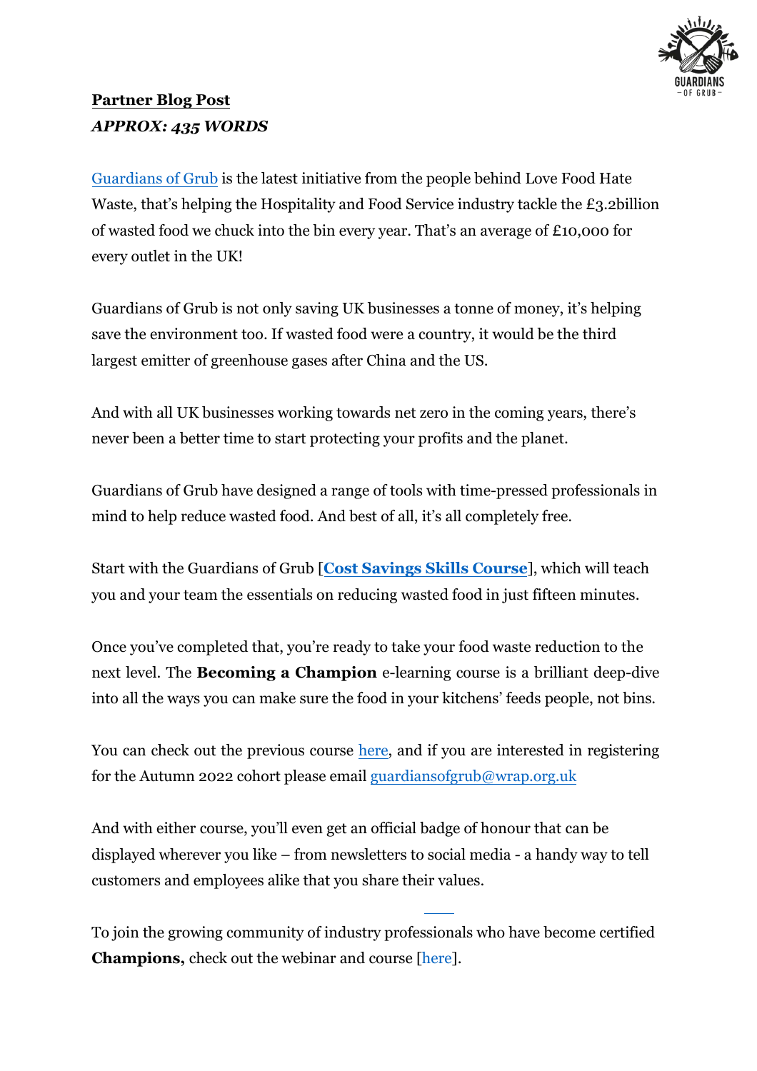**Partner Blog Post**
***APPROX: 435 WORDS***

Guardians of Grub is the latest initiative from the people behind Love Food Hate Waste, that's helping the Hospitality and Food Service industry tackle the £3.2billion of wasted food we chuck into the bin every year. That's an average of £10,000 for every outlet in the UK!

Guardians of Grub is not only saving UK businesses a tonne of money, it's helping save the environment too. If wasted food were a country, it would be the third largest emitter of greenhouse gases after China and the US.

And with all UK businesses working towards net zero in the coming years, there's never been a better time to start protecting your profits and the planet.

Guardians of Grub have designed a range of tools with time-pressed professionals in mind to help reduce wasted food. And best of all, it's all completely free.

Start with the Guardians of Grub [**Cost Savings Skills Course**], which will teach you and your team the essentials on reducing wasted food in just fifteen minutes.

Once you've completed that, you're ready to take your food waste reduction to the next level. The **Becoming a Champion** e-learning course is a brilliant deep-dive into all the ways you can make sure the food in your kitchens' feeds people, not bins.

You can check out the previous course here, and if you are interested in registering for the Autumn 2022 cohort please email guardiansofgrub@wrap.org.uk

And with either course, you'll even get an official badge of honour that can be displayed wherever you like – from newsletters to social media - a handy way to tell customers and employees alike that you share their values.

To join the growing community of industry professionals who have become certified **Champions,** check out the webinar and course [here].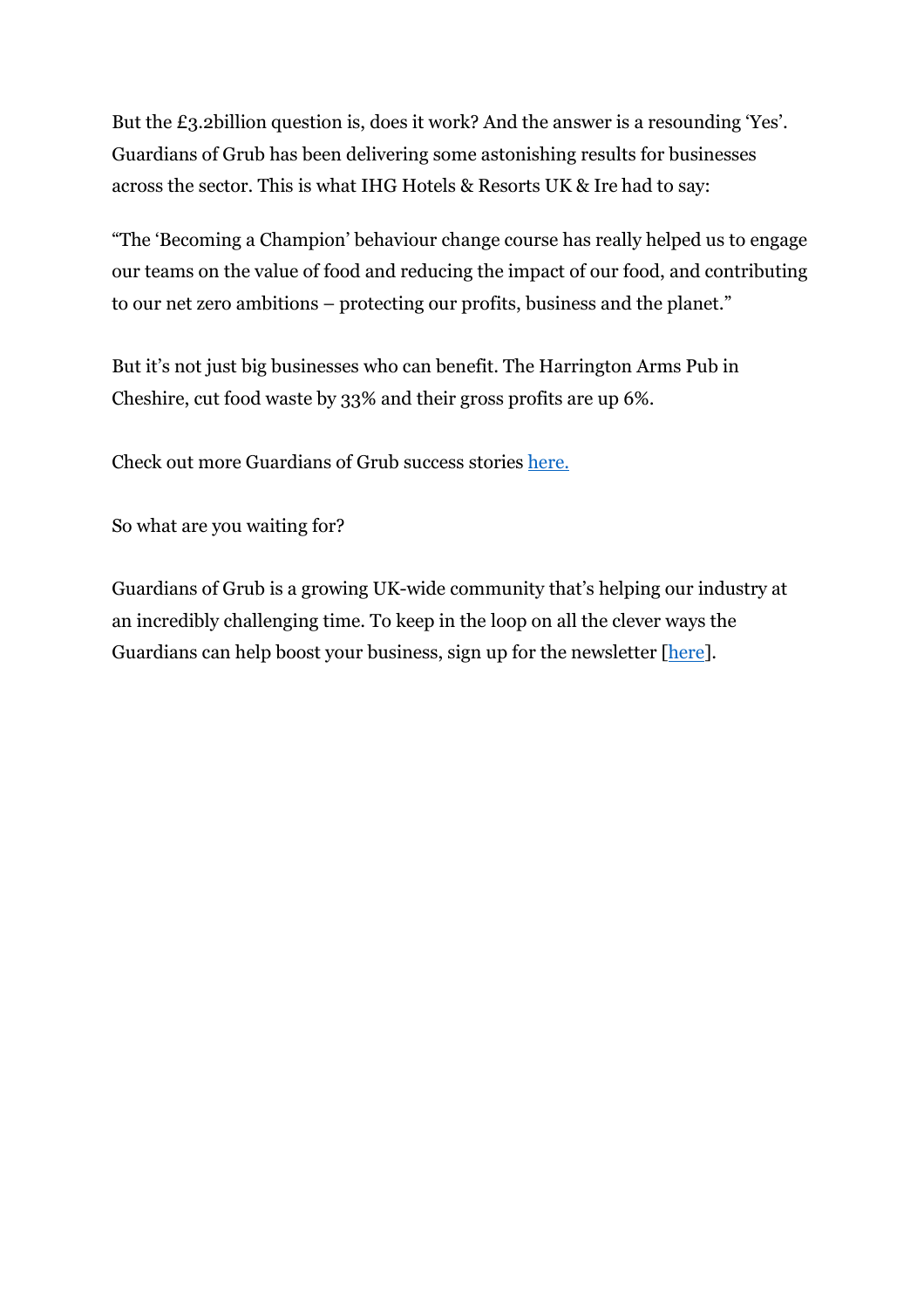But the £3.2billion question is, does it work? And the answer is a resounding 'Yes'. Guardians of Grub has been delivering some astonishing results for businesses across the sector. This is what IHG Hotels & Resorts UK & Ire had to say:

"The 'Becoming a Champion' behaviour change course has really helped us to engage our teams on the value of food and reducing the impact of our food, and contributing to our net zero ambitions – protecting our profits, business and the planet."

But it's not just big businesses who can benefit. The Harrington Arms Pub in Cheshire, cut food waste by 33% and their gross profits are up 6%.

Check out more Guardians of Grub success stories here.

So what are you waiting for?

Guardians of Grub is a growing UK-wide community that's helping our industry at an incredibly challenging time. To keep in the loop on all the clever ways the Guardians can help boost your business, sign up for the newsletter [here].